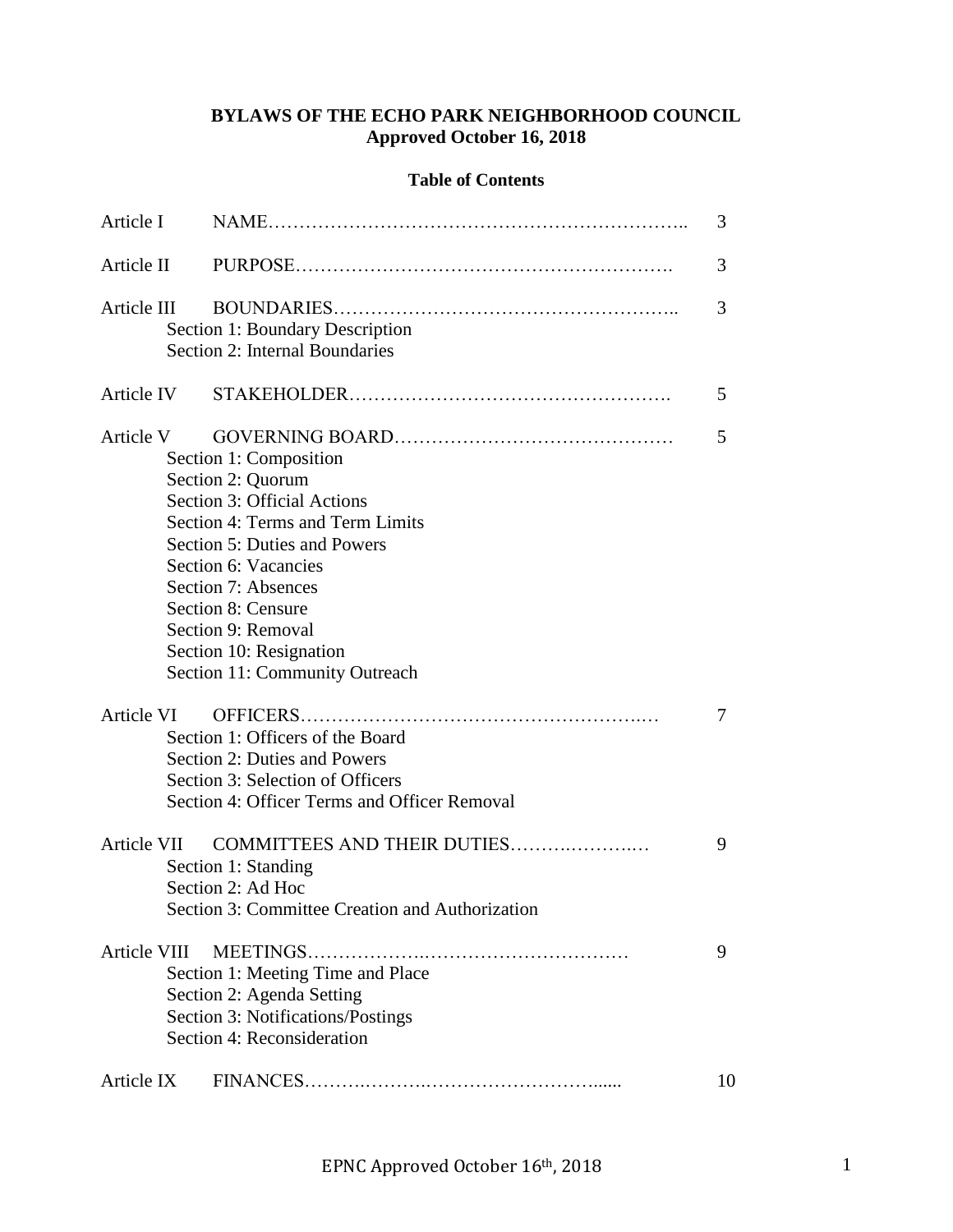# BYLAWS OF THE ECHO PARK NEIGHBORHOOD COUNCIL
**Approved October 16, 2018**

**Table of Contents**

| | | |
|---|---|---|
| Article I | NAME……………………………………………………….. | 3 |
| Article II | PURPOSE…………………………………………………. | 3 |
| Article III | BOUNDARIES…………………………………………….. | 3 |
| | Section 1: Boundary Description | |
| | Section 2: Internal Boundaries | |
| Article IV | STAKEHOLDER…………………………………………. | 5 |
| Article V | GOVERNING BOARD…………………………………… | 5 |
| | Section 1: Composition | |
| | Section 2: Quorum | |
| | Section 3: Official Actions | |
| | Section 4: Terms and Term Limits | |
| | Section 5: Duties and Powers | |
| | Section 6: Vacancies | |
| | Section 7: Absences | |
| | Section 8: Censure | |
| | Section 9: Removal | |
| | Section 10: Resignation | |
| | Section 11: Community Outreach | |
| Article VI | OFFICERS……………………………………………..… | 7 |
| | Section 1: Officers of the Board | |
| | Section 2: Duties and Powers | |
| | Section 3: Selection of Officers | |
| | Section 4: Officer Terms and Officer Removal | |
| Article VII | COMMITTEES AND THEIR DUTIES……….……….… | 9 |
| | Section 1: Standing | |
| | Section 2: Ad Hoc | |
| | Section 3: Committee Creation and Authorization | |
| Article VIII | MEETINGS……………….…………………………… | 9 |
| | Section 1: Meeting Time and Place | |
| | Section 2: Agenda Setting | |
| | Section 3: Notifications/Postings | |
| | Section 4: Reconsideration | |
| Article IX | FINANCES……….……….……………………...... | 10 |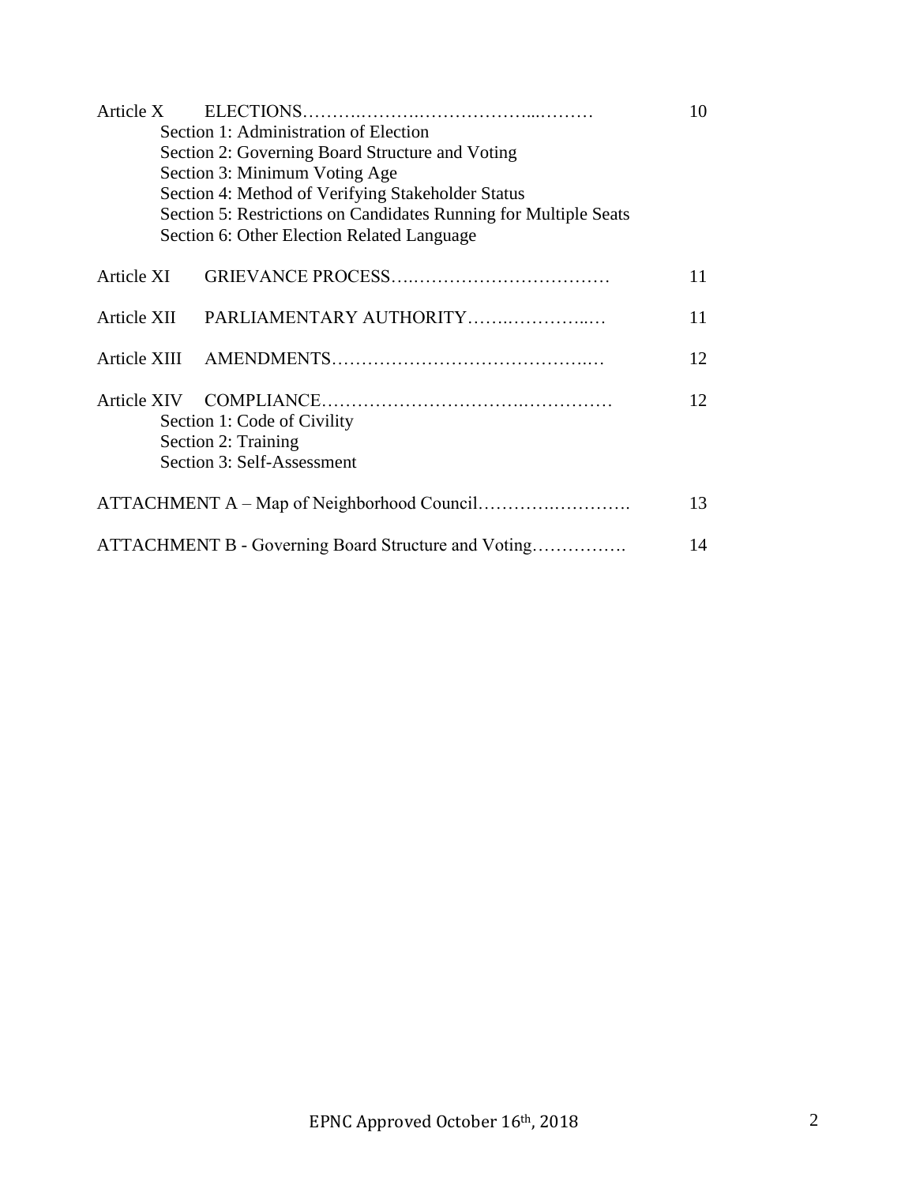Article X ELECTIONS……………………………………… 10

- Section 1: Administration of Election
- Section 2: Governing Board Structure and Voting
- Section 3: Minimum Voting Age
- Section 4: Method of Verifying Stakeholder Status
- Section 5: Restrictions on Candidates Running for Multiple Seats
- Section 6: Other Election Related Language

Article XI GRIEVANCE PROCESS……………………………… 11

Article XII PARLIAMENTARY AUTHORITY……………………… 11

Article XIII AMENDMENTS……………………………………… 12

Article XIV COMPLIANCE……………………………………… 12

- Section 1: Code of Civility
- Section 2: Training
- Section 3: Self-Assessment

ATTACHMENT A – Map of Neighborhood Council……………………. 13

ATTACHMENT B - Governing Board Structure and Voting……………. 14

EPNC Approved October 16th, 2018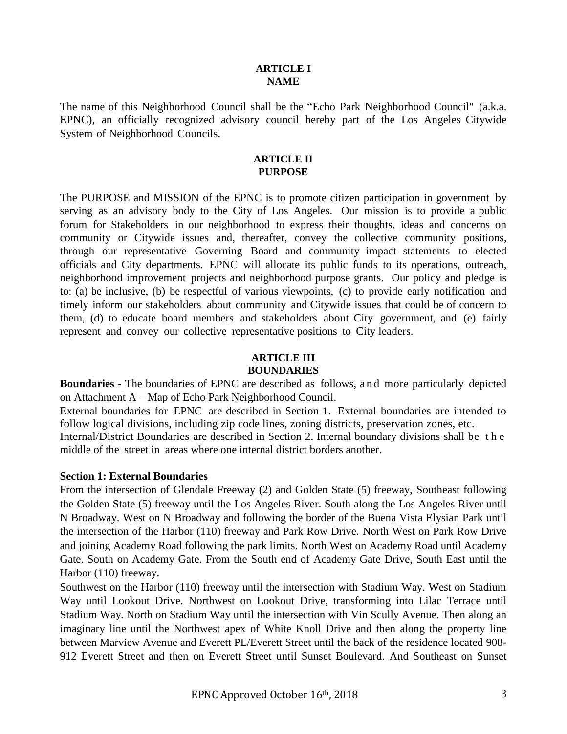## ARTICLE I
## NAME

The name of this Neighborhood Council shall be the "Echo Park Neighborhood Council" (a.k.a. EPNC), an officially recognized advisory council hereby part of the Los Angeles Citywide System of Neighborhood Councils.

## ARTICLE II
## PURPOSE

The PURPOSE and MISSION of the EPNC is to promote citizen participation in government by serving as an advisory body to the City of Los Angeles. Our mission is to provide a public forum for Stakeholders in our neighborhood to express their thoughts, ideas and concerns on community or Citywide issues and, thereafter, convey the collective community positions, through our representative Governing Board and community impact statements to elected officials and City departments. EPNC will allocate its public funds to its operations, outreach, neighborhood improvement projects and neighborhood purpose grants. Our policy and pledge is to: (a) be inclusive, (b) be respectful of various viewpoints, (c) to provide early notification and timely inform our stakeholders about community and Citywide issues that could be of concern to them, (d) to educate board members and stakeholders about City government, and (e) fairly represent and convey our collective representative positions to City leaders.

## ARTICLE III
## BOUNDARIES

**Boundaries** - The boundaries of EPNC are described as follows, and more particularly depicted on Attachment A – Map of Echo Park Neighborhood Council.

External boundaries for EPNC are described in Section 1. External boundaries are intended to follow logical divisions, including zip code lines, zoning districts, preservation zones, etc.

Internal/District Boundaries are described in Section 2. Internal boundary divisions shall be the middle of the street in areas where one internal district borders another.

### Section 1: External Boundaries

From the intersection of Glendale Freeway (2) and Golden State (5) freeway, Southeast following the Golden State (5) freeway until the Los Angeles River. South along the Los Angeles River until N Broadway. West on N Broadway and following the border of the Buena Vista Elysian Park until the intersection of the Harbor (110) freeway and Park Row Drive. North West on Park Row Drive and joining Academy Road following the park limits. North West on Academy Road until Academy Gate. South on Academy Gate. From the South end of Academy Gate Drive, South East until the Harbor (110) freeway.

Southwest on the Harbor (110) freeway until the intersection with Stadium Way. West on Stadium Way until Lookout Drive. Northwest on Lookout Drive, transforming into Lilac Terrace until Stadium Way. North on Stadium Way until the intersection with Vin Scully Avenue. Then along an imaginary line until the Northwest apex of White Knoll Drive and then along the property line between Marview Avenue and Everett PL/Everett Street until the back of the residence located 908-912 Everett Street and then on Everett Street until Sunset Boulevard. And Southeast on Sunset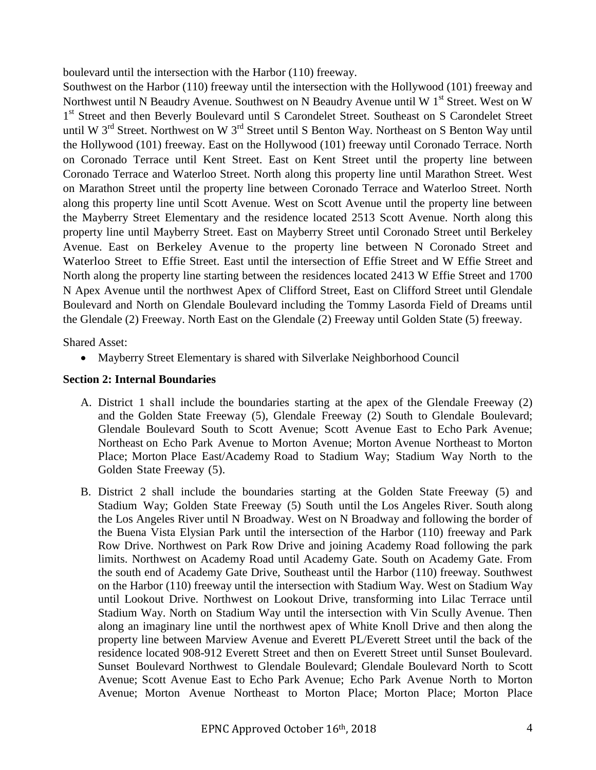boulevard until the intersection with the Harbor (110) freeway.

Southwest on the Harbor (110) freeway until the intersection with the Hollywood (101) freeway and Northwest until N Beaudry Avenue. Southwest on N Beaudry Avenue until W 1st Street. West on W 1st Street and then Beverly Boulevard until S Carondelet Street. Southeast on S Carondelet Street until W 3rd Street. Northwest on W 3rd Street until S Benton Way. Northeast on S Benton Way until the Hollywood (101) freeway. East on the Hollywood (101) freeway until Coronado Terrace. North on Coronado Terrace until Kent Street. East on Kent Street until the property line between Coronado Terrace and Waterloo Street. North along this property line until Marathon Street. West on Marathon Street until the property line between Coronado Terrace and Waterloo Street. North along this property line until Scott Avenue. West on Scott Avenue until the property line between the Mayberry Street Elementary and the residence located 2513 Scott Avenue. North along this property line until Mayberry Street. East on Mayberry Street until Coronado Street until Berkeley Avenue. East on Berkeley Avenue to the property line between N Coronado Street and Waterloo Street to Effie Street. East until the intersection of Effie Street and W Effie Street and North along the property line starting between the residences located 2413 W Effie Street and 1700 N Apex Avenue until the northwest Apex of Clifford Street, East on Clifford Street until Glendale Boulevard and North on Glendale Boulevard including the Tommy Lasorda Field of Dreams until the Glendale (2) Freeway. North East on the Glendale (2) Freeway until Golden State (5) freeway.

Shared Asset:

- Mayberry Street Elementary is shared with Silverlake Neighborhood Council

**Section 2: Internal Boundaries**

A. District 1 shall include the boundaries starting at the apex of the Glendale Freeway (2) and the Golden State Freeway (5), Glendale Freeway (2) South to Glendale Boulevard; Glendale Boulevard South to Scott Avenue; Scott Avenue East to Echo Park Avenue; Northeast on Echo Park Avenue to Morton Avenue; Morton Avenue Northeast to Morton Place; Morton Place East/Academy Road to Stadium Way; Stadium Way North to the Golden State Freeway (5).

B. District 2 shall include the boundaries starting at the Golden State Freeway (5) and Stadium Way; Golden State Freeway (5) South until the Los Angeles River. South along the Los Angeles River until N Broadway. West on N Broadway and following the border of the Buena Vista Elysian Park until the intersection of the Harbor (110) freeway and Park Row Drive. Northwest on Park Row Drive and joining Academy Road following the park limits. Northwest on Academy Road until Academy Gate. South on Academy Gate. From the south end of Academy Gate Drive, Southeast until the Harbor (110) freeway. Southwest on the Harbor (110) freeway until the intersection with Stadium Way. West on Stadium Way until Lookout Drive. Northwest on Lookout Drive, transforming into Lilac Terrace until Stadium Way. North on Stadium Way until the intersection with Vin Scully Avenue. Then along an imaginary line until the northwest apex of White Knoll Drive and then along the property line between Marview Avenue and Everett PL/Everett Street until the back of the residence located 908-912 Everett Street and then on Everett Street until Sunset Boulevard. Sunset Boulevard Northwest to Glendale Boulevard; Glendale Boulevard North to Scott Avenue; Scott Avenue East to Echo Park Avenue; Echo Park Avenue North to Morton Avenue; Morton Avenue Northeast to Morton Place; Morton Place; Morton Place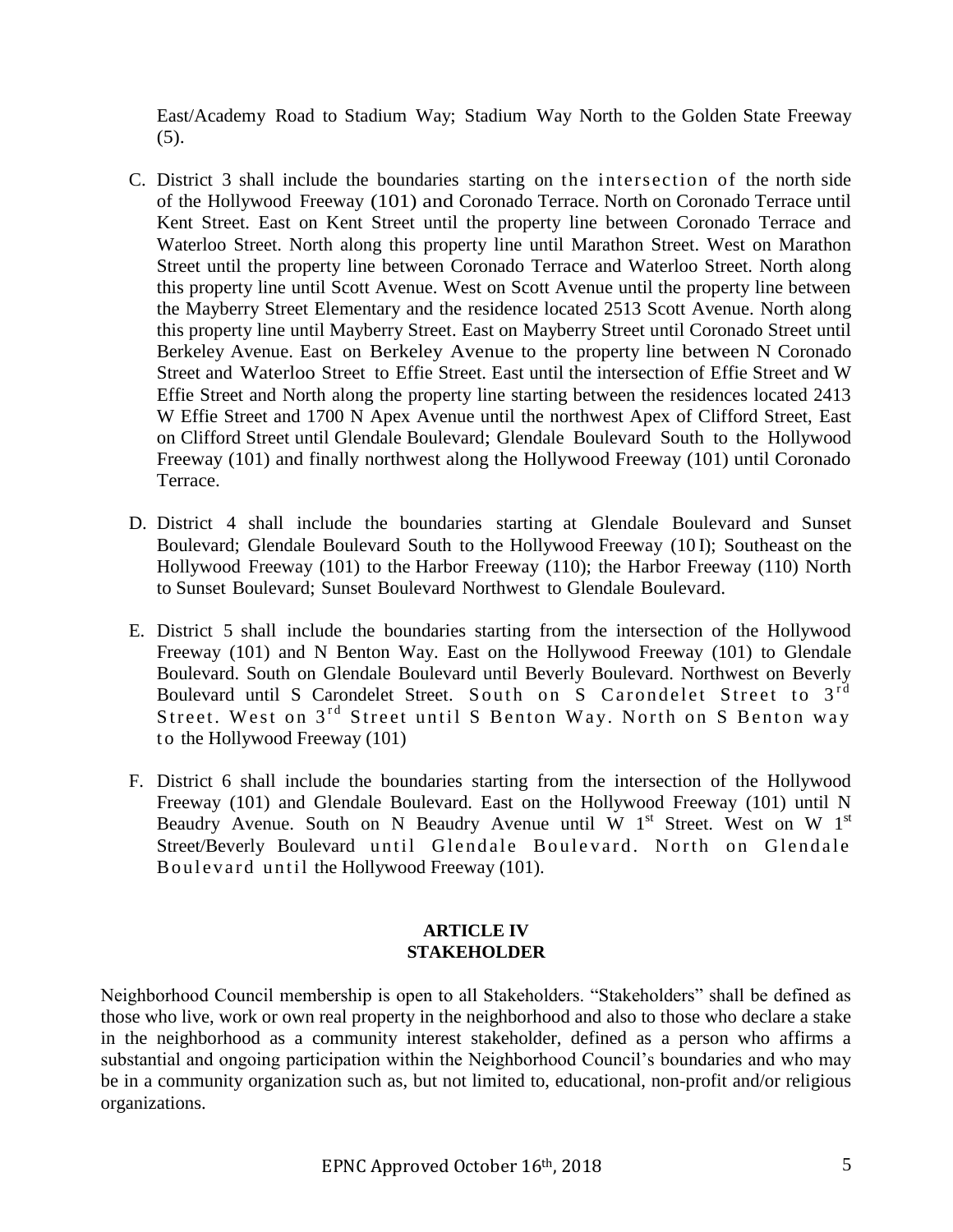East/Academy Road to Stadium Way; Stadium Way North to the Golden State Freeway (5).

C. District 3 shall include the boundaries starting on the intersection of the north side of the Hollywood Freeway (101) and Coronado Terrace. North on Coronado Terrace until Kent Street. East on Kent Street until the property line between Coronado Terrace and Waterloo Street. North along this property line until Marathon Street. West on Marathon Street until the property line between Coronado Terrace and Waterloo Street. North along this property line until Scott Avenue. West on Scott Avenue until the property line between the Mayberry Street Elementary and the residence located 2513 Scott Avenue. North along this property line until Mayberry Street. East on Mayberry Street until Coronado Street until Berkeley Avenue. East on Berkeley Avenue to the property line between N Coronado Street and Waterloo Street to Effie Street. East until the intersection of Effie Street and W Effie Street and North along the property line starting between the residences located 2413 W Effie Street and 1700 N Apex Avenue until the northwest Apex of Clifford Street, East on Clifford Street until Glendale Boulevard; Glendale Boulevard South to the Hollywood Freeway (101) and finally northwest along the Hollywood Freeway (101) until Coronado Terrace.

D. District 4 shall include the boundaries starting at Glendale Boulevard and Sunset Boulevard; Glendale Boulevard South to the Hollywood Freeway (10 I); Southeast on the Hollywood Freeway (101) to the Harbor Freeway (110); the Harbor Freeway (110) North to Sunset Boulevard; Sunset Boulevard Northwest to Glendale Boulevard.

E. District 5 shall include the boundaries starting from the intersection of the Hollywood Freeway (101) and N Benton Way. East on the Hollywood Freeway (101) to Glendale Boulevard. South on Glendale Boulevard until Beverly Boulevard. Northwest on Beverly Boulevard until S Carondelet Street. South on S Carondelet Street to 3rd Street. West on 3rd Street until S Benton Way. North on S Benton way to the Hollywood Freeway (101)

F. District 6 shall include the boundaries starting from the intersection of the Hollywood Freeway (101) and Glendale Boulevard. East on the Hollywood Freeway (101) until N Beaudry Avenue. South on N Beaudry Avenue until W 1st Street. West on W 1st Street/Beverly Boulevard until Glendale Boulevard. North on Glendale Boulevard until the Hollywood Freeway (101).

## ARTICLE IV
## STAKEHOLDER

Neighborhood Council membership is open to all Stakeholders. "Stakeholders" shall be defined as those who live, work or own real property in the neighborhood and also to those who declare a stake in the neighborhood as a community interest stakeholder, defined as a person who affirms a substantial and ongoing participation within the Neighborhood Council's boundaries and who may be in a community organization such as, but not limited to, educational, non-profit and/or religious organizations.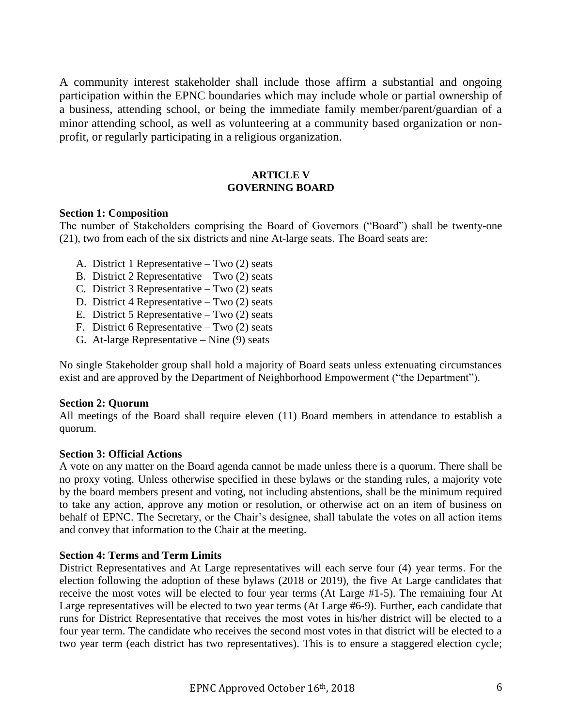A community interest stakeholder shall include those affirm a substantial and ongoing participation within the EPNC boundaries which may include whole or partial ownership of a business, attending school, or being the immediate family member/parent/guardian of a minor attending school, as well as volunteering at a community based organization or non-profit, or regularly participating in a religious organization.

## ARTICLE V
## GOVERNING BOARD

**Section 1: Composition**

The number of Stakeholders comprising the Board of Governors ("Board") shall be twenty-one (21), two from each of the six districts and nine At-large seats. The Board seats are:

A. District 1 Representative – Two (2) seats
B. District 2 Representative – Two (2) seats
C. District 3 Representative – Two (2) seats
D. District 4 Representative – Two (2) seats
E. District 5 Representative – Two (2) seats
F. District 6 Representative – Two (2) seats
G. At-large Representative – Nine (9) seats

No single Stakeholder group shall hold a majority of Board seats unless extenuating circumstances exist and are approved by the Department of Neighborhood Empowerment ("the Department").

**Section 2: Quorum**

All meetings of the Board shall require eleven (11) Board members in attendance to establish a quorum.

**Section 3: Official Actions**

A vote on any matter on the Board agenda cannot be made unless there is a quorum. There shall be no proxy voting. Unless otherwise specified in these bylaws or the standing rules, a majority vote by the board members present and voting, not including abstentions, shall be the minimum required to take any action, approve any motion or resolution, or otherwise act on an item of business on behalf of EPNC. The Secretary, or the Chair's designee, shall tabulate the votes on all action items and convey that information to the Chair at the meeting.

**Section 4: Terms and Term Limits**

District Representatives and At Large representatives will each serve four (4) year terms. For the election following the adoption of these bylaws (2018 or 2019), the five At Large candidates that receive the most votes will be elected to four year terms (At Large #1-5). The remaining four At Large representatives will be elected to two year terms (At Large #6-9). Further, each candidate that runs for District Representative that receives the most votes in his/her district will be elected to a four year term. The candidate who receives the second most votes in that district will be elected to a two year term (each district has two representatives). This is to ensure a staggered election cycle;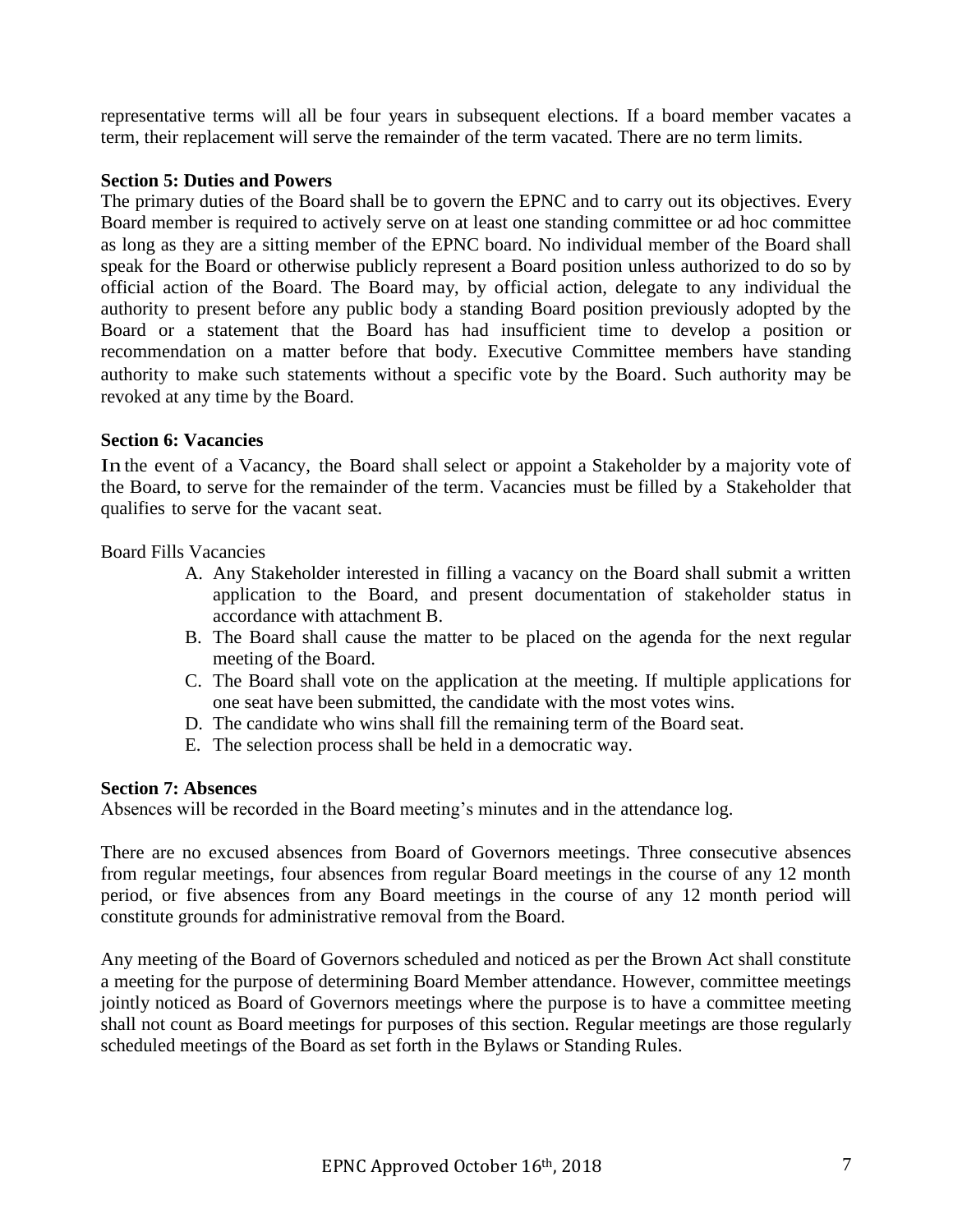representative terms will all be four years in subsequent elections. If a board member vacates a term, their replacement will serve the remainder of the term vacated. There are no term limits.

**Section 5: Duties and Powers**

The primary duties of the Board shall be to govern the EPNC and to carry out its objectives. Every Board member is required to actively serve on at least one standing committee or ad hoc committee as long as they are a sitting member of the EPNC board. No individual member of the Board shall speak for the Board or otherwise publicly represent a Board position unless authorized to do so by official action of the Board. The Board may, by official action, delegate to any individual the authority to present before any public body a standing Board position previously adopted by the Board or a statement that the Board has had insufficient time to develop a position or recommendation on a matter before that body. Executive Committee members have standing authority to make such statements without a specific vote by the Board. Such authority may be revoked at any time by the Board.

**Section 6: Vacancies**

In the event of a Vacancy, the Board shall select or appoint a Stakeholder by a majority vote of the Board, to serve for the remainder of the term. Vacancies must be filled by a Stakeholder that qualifies to serve for the vacant seat.

Board Fills Vacancies

A. Any Stakeholder interested in filling a vacancy on the Board shall submit a written application to the Board, and present documentation of stakeholder status in accordance with attachment B.
B. The Board shall cause the matter to be placed on the agenda for the next regular meeting of the Board.
C. The Board shall vote on the application at the meeting. If multiple applications for one seat have been submitted, the candidate with the most votes wins.
D. The candidate who wins shall fill the remaining term of the Board seat.
E. The selection process shall be held in a democratic way.

**Section 7: Absences**

Absences will be recorded in the Board meeting's minutes and in the attendance log.

There are no excused absences from Board of Governors meetings. Three consecutive absences from regular meetings, four absences from regular Board meetings in the course of any 12 month period, or five absences from any Board meetings in the course of any 12 month period will constitute grounds for administrative removal from the Board.

Any meeting of the Board of Governors scheduled and noticed as per the Brown Act shall constitute a meeting for the purpose of determining Board Member attendance. However, committee meetings jointly noticed as Board of Governors meetings where the purpose is to have a committee meeting shall not count as Board meetings for purposes of this section. Regular meetings are those regularly scheduled meetings of the Board as set forth in the Bylaws or Standing Rules.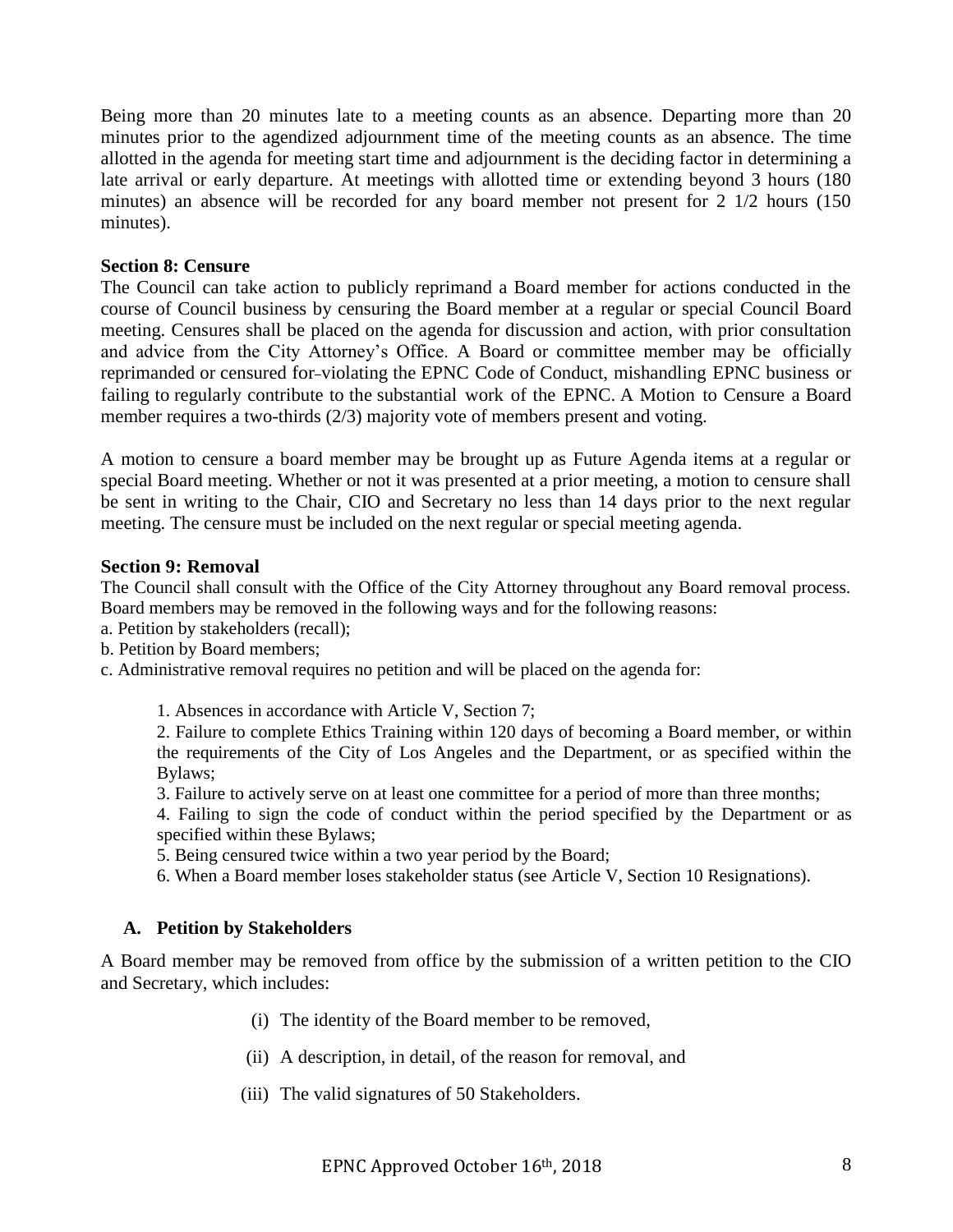Being more than 20 minutes late to a meeting counts as an absence. Departing more than 20 minutes prior to the agendized adjournment time of the meeting counts as an absence. The time allotted in the agenda for meeting start time and adjournment is the deciding factor in determining a late arrival or early departure. At meetings with allotted time or extending beyond 3 hours (180 minutes) an absence will be recorded for any board member not present for 2 1/2 hours (150 minutes).

**Section 8: Censure**

The Council can take action to publicly reprimand a Board member for actions conducted in the course of Council business by censuring the Board member at a regular or special Council Board meeting. Censures shall be placed on the agenda for discussion and action, with prior consultation and advice from the City Attorney's Office. A Board or committee member may be officially reprimanded or censured for violating the EPNC Code of Conduct, mishandling EPNC business or failing to regularly contribute to the substantial work of the EPNC. A Motion to Censure a Board member requires a two-thirds (2/3) majority vote of members present and voting.

A motion to censure a board member may be brought up as Future Agenda items at a regular or special Board meeting. Whether or not it was presented at a prior meeting, a motion to censure shall be sent in writing to the Chair, CIO and Secretary no less than 14 days prior to the next regular meeting. The censure must be included on the next regular or special meeting agenda.

**Section 9: Removal**

The Council shall consult with the Office of the City Attorney throughout any Board removal process. Board members may be removed in the following ways and for the following reasons:

a. Petition by stakeholders (recall);
b. Petition by Board members;
c. Administrative removal requires no petition and will be placed on the agenda for:

1. Absences in accordance with Article V, Section 7;
2. Failure to complete Ethics Training within 120 days of becoming a Board member, or within the requirements of the City of Los Angeles and the Department, or as specified within the Bylaws;
3. Failure to actively serve on at least one committee for a period of more than three months;
4. Failing to sign the code of conduct within the period specified by the Department or as specified within these Bylaws;
5. Being censured twice within a two year period by the Board;
6. When a Board member loses stakeholder status (see Article V, Section 10 Resignations).

**A. Petition by Stakeholders**

A Board member may be removed from office by the submission of a written petition to the CIO and Secretary, which includes:

(i) The identity of the Board member to be removed,

(ii) A description, in detail, of the reason for removal, and

(iii) The valid signatures of 50 Stakeholders.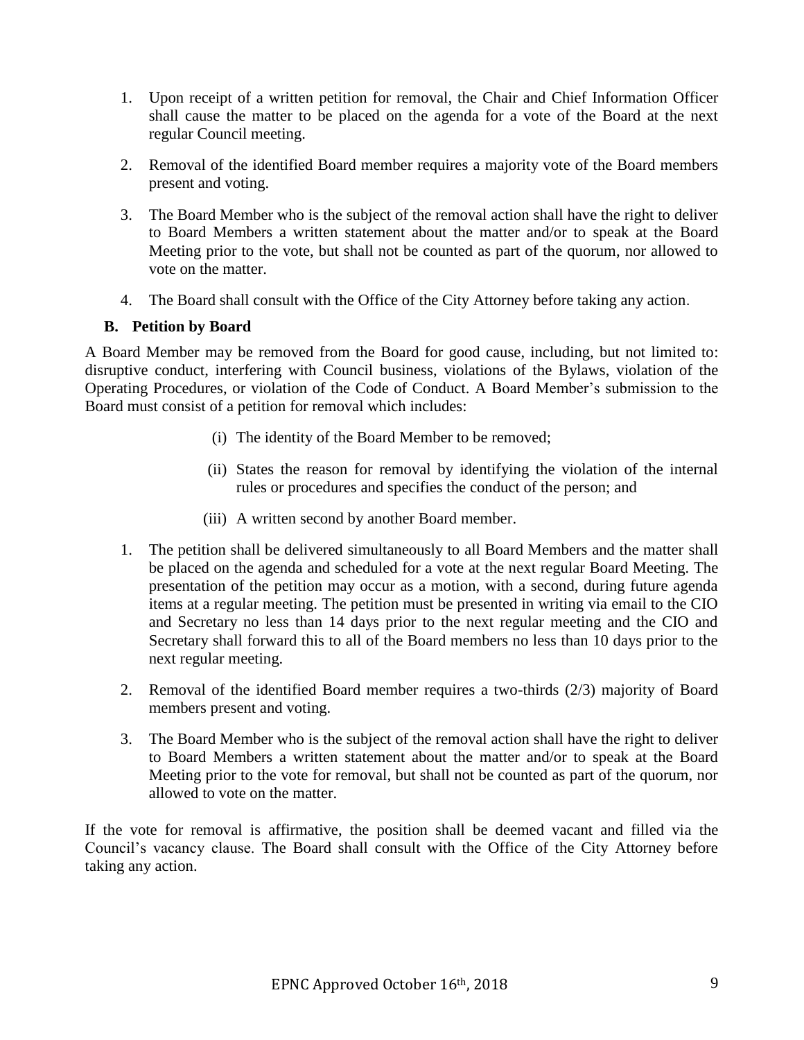1. Upon receipt of a written petition for removal, the Chair and Chief Information Officer shall cause the matter to be placed on the agenda for a vote of the Board at the next regular Council meeting.

2. Removal of the identified Board member requires a majority vote of the Board members present and voting.

3. The Board Member who is the subject of the removal action shall have the right to deliver to Board Members a written statement about the matter and/or to speak at the Board Meeting prior to the vote, but shall not be counted as part of the quorum, nor allowed to vote on the matter.

4. The Board shall consult with the Office of the City Attorney before taking any action.

### B. Petition by Board

A Board Member may be removed from the Board for good cause, including, but not limited to: disruptive conduct, interfering with Council business, violations of the Bylaws, violation of the Operating Procedures, or violation of the Code of Conduct. A Board Member's submission to the Board must consist of a petition for removal which includes:

(i) The identity of the Board Member to be removed;

(ii) States the reason for removal by identifying the violation of the internal rules or procedures and specifies the conduct of the person; and

(iii) A written second by another Board member.

1. The petition shall be delivered simultaneously to all Board Members and the matter shall be placed on the agenda and scheduled for a vote at the next regular Board Meeting. The presentation of the petition may occur as a motion, with a second, during future agenda items at a regular meeting. The petition must be presented in writing via email to the CIO and Secretary no less than 14 days prior to the next regular meeting and the CIO and Secretary shall forward this to all of the Board members no less than 10 days prior to the next regular meeting.

2. Removal of the identified Board member requires a two-thirds (2/3) majority of Board members present and voting.

3. The Board Member who is the subject of the removal action shall have the right to deliver to Board Members a written statement about the matter and/or to speak at the Board Meeting prior to the vote for removal, but shall not be counted as part of the quorum, nor allowed to vote on the matter.

If the vote for removal is affirmative, the position shall be deemed vacant and filled via the Council's vacancy clause. The Board shall consult with the Office of the City Attorney before taking any action.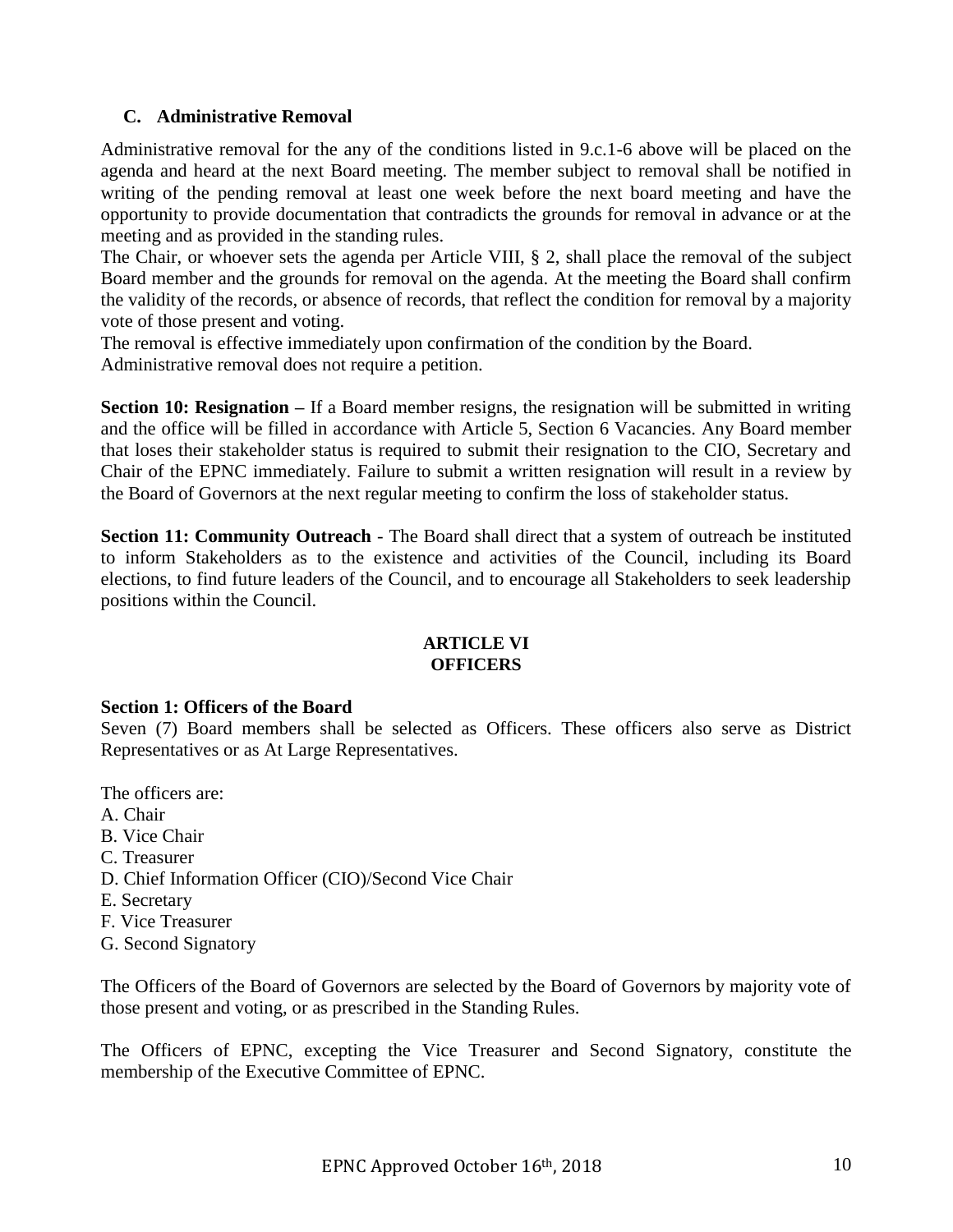### C. Administrative Removal

Administrative removal for the any of the conditions listed in 9.c.1-6 above will be placed on the agenda and heard at the next Board meeting. The member subject to removal shall be notified in writing of the pending removal at least one week before the next board meeting and have the opportunity to provide documentation that contradicts the grounds for removal in advance or at the meeting and as provided in the standing rules.

The Chair, or whoever sets the agenda per Article VIII, § 2, shall place the removal of the subject Board member and the grounds for removal on the agenda. At the meeting the Board shall confirm the validity of the records, or absence of records, that reflect the condition for removal by a majority vote of those present and voting.

The removal is effective immediately upon confirmation of the condition by the Board.

Administrative removal does not require a petition.

**Section 10: Resignation –** If a Board member resigns, the resignation will be submitted in writing and the office will be filled in accordance with Article 5, Section 6 Vacancies. Any Board member that loses their stakeholder status is required to submit their resignation to the CIO, Secretary and Chair of the EPNC immediately. Failure to submit a written resignation will result in a review by the Board of Governors at the next regular meeting to confirm the loss of stakeholder status.

**Section 11: Community Outreach** - The Board shall direct that a system of outreach be instituted to inform Stakeholders as to the existence and activities of the Council, including its Board elections, to find future leaders of the Council, and to encourage all Stakeholders to seek leadership positions within the Council.

## ARTICLE VI
## OFFICERS

**Section 1: Officers of the Board**

Seven (7) Board members shall be selected as Officers. These officers also serve as District Representatives or as At Large Representatives.

The officers are:

A. Chair
B. Vice Chair
C. Treasurer
D. Chief Information Officer (CIO)/Second Vice Chair
E. Secretary
F. Vice Treasurer
G. Second Signatory

The Officers of the Board of Governors are selected by the Board of Governors by majority vote of those present and voting, or as prescribed in the Standing Rules.

The Officers of EPNC, excepting the Vice Treasurer and Second Signatory, constitute the membership of the Executive Committee of EPNC.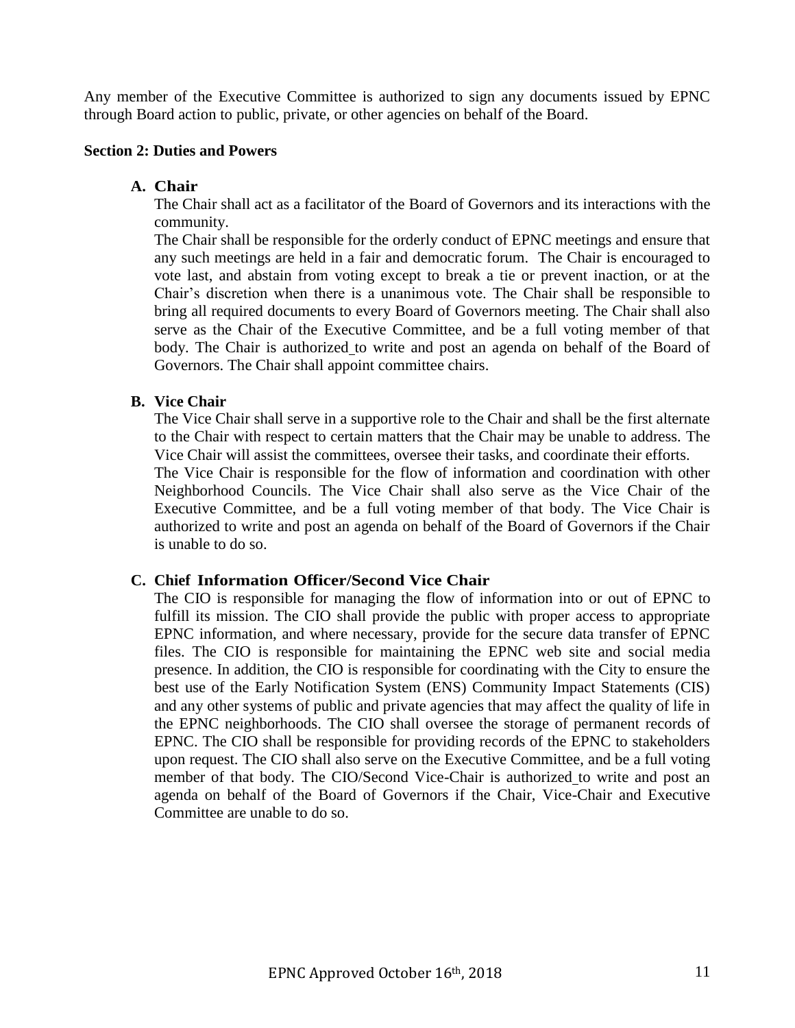Any member of the Executive Committee is authorized to sign any documents issued by EPNC through Board action to public, private, or other agencies on behalf of the Board.

**Section 2: Duties and Powers**

**A. Chair**

The Chair shall act as a facilitator of the Board of Governors and its interactions with the community.

The Chair shall be responsible for the orderly conduct of EPNC meetings and ensure that any such meetings are held in a fair and democratic forum. The Chair is encouraged to vote last, and abstain from voting except to break a tie or prevent inaction, or at the Chair's discretion when there is a unanimous vote. The Chair shall be responsible to bring all required documents to every Board of Governors meeting. The Chair shall also serve as the Chair of the Executive Committee, and be a full voting member of that body. The Chair is authorized to write and post an agenda on behalf of the Board of Governors. The Chair shall appoint committee chairs.

**B. Vice Chair**

The Vice Chair shall serve in a supportive role to the Chair and shall be the first alternate to the Chair with respect to certain matters that the Chair may be unable to address. The Vice Chair will assist the committees, oversee their tasks, and coordinate their efforts.

The Vice Chair is responsible for the flow of information and coordination with other Neighborhood Councils. The Vice Chair shall also serve as the Vice Chair of the Executive Committee, and be a full voting member of that body. The Vice Chair is authorized to write and post an agenda on behalf of the Board of Governors if the Chair is unable to do so.

**C. Chief Information Officer/Second Vice Chair**

The CIO is responsible for managing the flow of information into or out of EPNC to fulfill its mission. The CIO shall provide the public with proper access to appropriate EPNC information, and where necessary, provide for the secure data transfer of EPNC files. The CIO is responsible for maintaining the EPNC web site and social media presence. In addition, the CIO is responsible for coordinating with the City to ensure the best use of the Early Notification System (ENS) Community Impact Statements (CIS) and any other systems of public and private agencies that may affect the quality of life in the EPNC neighborhoods. The CIO shall oversee the storage of permanent records of EPNC. The CIO shall be responsible for providing records of the EPNC to stakeholders upon request. The CIO shall also serve on the Executive Committee, and be a full voting member of that body. The CIO/Second Vice-Chair is authorized to write and post an agenda on behalf of the Board of Governors if the Chair, Vice-Chair and Executive Committee are unable to do so.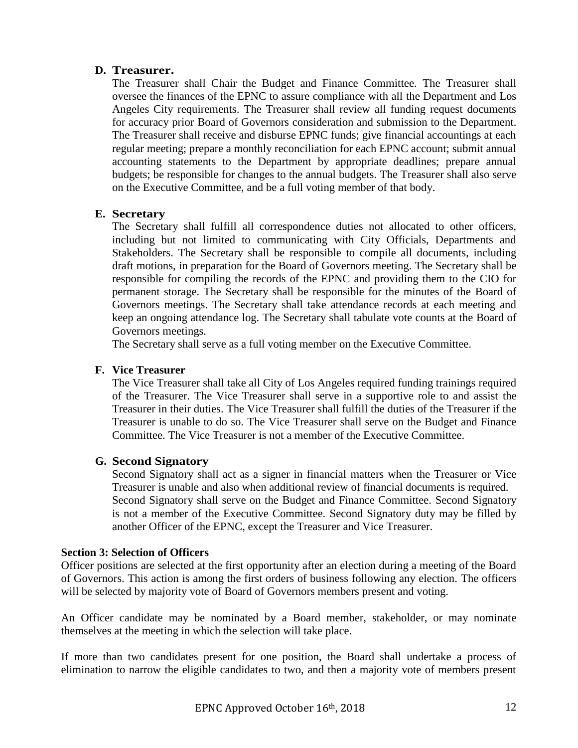### D. Treasurer.

The Treasurer shall Chair the Budget and Finance Committee. The Treasurer shall oversee the finances of the EPNC to assure compliance with all the Department and Los Angeles City requirements. The Treasurer shall review all funding request documents for accuracy prior Board of Governors consideration and submission to the Department. The Treasurer shall receive and disburse EPNC funds; give financial accountings at each regular meeting; prepare a monthly reconciliation for each EPNC account; submit annual accounting statements to the Department by appropriate deadlines; prepare annual budgets; be responsible for changes to the annual budgets. The Treasurer shall also serve on the Executive Committee, and be a full voting member of that body.

### E. Secretary

The Secretary shall fulfill all correspondence duties not allocated to other officers, including but not limited to communicating with City Officials, Departments and Stakeholders. The Secretary shall be responsible to compile all documents, including draft motions, in preparation for the Board of Governors meeting. The Secretary shall be responsible for compiling the records of the EPNC and providing them to the CIO for permanent storage. The Secretary shall be responsible for the minutes of the Board of Governors meetings. The Secretary shall take attendance records at each meeting and keep an ongoing attendance log. The Secretary shall tabulate vote counts at the Board of Governors meetings.

The Secretary shall serve as a full voting member on the Executive Committee.

### F. Vice Treasurer

The Vice Treasurer shall take all City of Los Angeles required funding trainings required of the Treasurer. The Vice Treasurer shall serve in a supportive role to and assist the Treasurer in their duties. The Vice Treasurer shall fulfill the duties of the Treasurer if the Treasurer is unable to do so. The Vice Treasurer shall serve on the Budget and Finance Committee. The Vice Treasurer is not a member of the Executive Committee.

### G. Second Signatory

Second Signatory shall act as a signer in financial matters when the Treasurer or Vice Treasurer is unable and also when additional review of financial documents is required. Second Signatory shall serve on the Budget and Finance Committee. Second Signatory is not a member of the Executive Committee. Second Signatory duty may be filled by another Officer of the EPNC, except the Treasurer and Vice Treasurer.

**Section 3: Selection of Officers**

Officer positions are selected at the first opportunity after an election during a meeting of the Board of Governors. This action is among the first orders of business following any election. The officers will be selected by majority vote of Board of Governors members present and voting.

An Officer candidate may be nominated by a Board member, stakeholder, or may nominate themselves at the meeting in which the selection will take place.

If more than two candidates present for one position, the Board shall undertake a process of elimination to narrow the eligible candidates to two, and then a majority vote of members present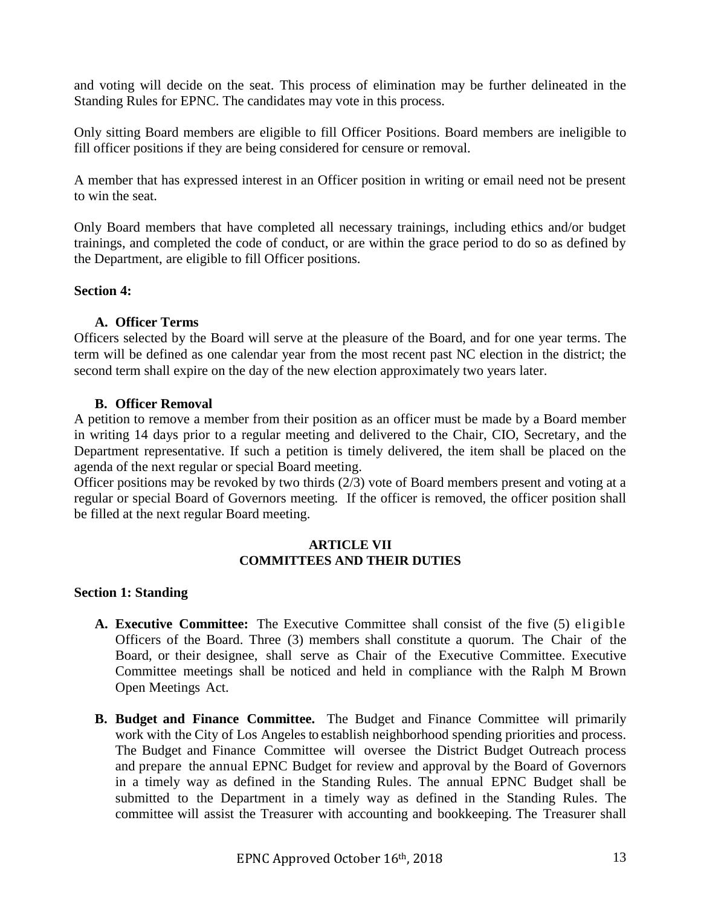and voting will decide on the seat. This process of elimination may be further delineated in the Standing Rules for EPNC. The candidates may vote in this process.

Only sitting Board members are eligible to fill Officer Positions. Board members are ineligible to fill officer positions if they are being considered for censure or removal.

A member that has expressed interest in an Officer position in writing or email need not be present to win the seat.

Only Board members that have completed all necessary trainings, including ethics and/or budget trainings, and completed the code of conduct, or are within the grace period to do so as defined by the Department, are eligible to fill Officer positions.

**Section 4:**

**A. Officer Terms**

Officers selected by the Board will serve at the pleasure of the Board, and for one year terms. The term will be defined as one calendar year from the most recent past NC election in the district; the second term shall expire on the day of the new election approximately two years later.

**B. Officer Removal**

A petition to remove a member from their position as an officer must be made by a Board member in writing 14 days prior to a regular meeting and delivered to the Chair, CIO, Secretary, and the Department representative. If such a petition is timely delivered, the item shall be placed on the agenda of the next regular or special Board meeting.

Officer positions may be revoked by two thirds (2/3) vote of Board members present and voting at a regular or special Board of Governors meeting. If the officer is removed, the officer position shall be filled at the next regular Board meeting.

## ARTICLE VII
## COMMITTEES AND THEIR DUTIES

**Section 1: Standing**

**A. Executive Committee:** The Executive Committee shall consist of the five (5) eligible Officers of the Board. Three (3) members shall constitute a quorum. The Chair of the Board, or their designee, shall serve as Chair of the Executive Committee. Executive Committee meetings shall be noticed and held in compliance with the Ralph M Brown Open Meetings Act.

**B. Budget and Finance Committee.** The Budget and Finance Committee will primarily work with the City of Los Angeles to establish neighborhood spending priorities and process. The Budget and Finance Committee will oversee the District Budget Outreach process and prepare the annual EPNC Budget for review and approval by the Board of Governors in a timely way as defined in the Standing Rules. The annual EPNC Budget shall be submitted to the Department in a timely way as defined in the Standing Rules. The committee will assist the Treasurer with accounting and bookkeeping. The Treasurer shall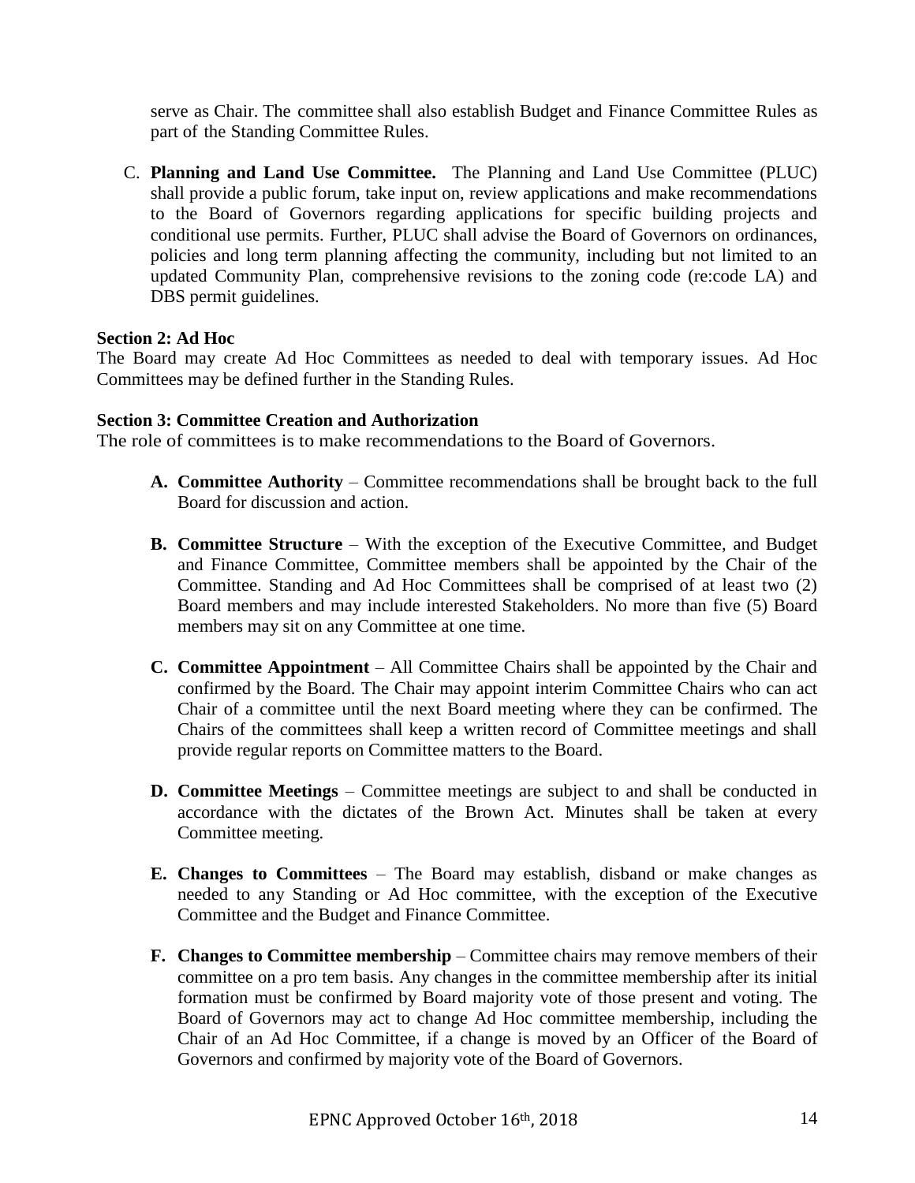serve as Chair. The committee shall also establish Budget and Finance Committee Rules as part of the Standing Committee Rules.

C. **Planning and Land Use Committee.** The Planning and Land Use Committee (PLUC) shall provide a public forum, take input on, review applications and make recommendations to the Board of Governors regarding applications for specific building projects and conditional use permits. Further, PLUC shall advise the Board of Governors on ordinances, policies and long term planning affecting the community, including but not limited to an updated Community Plan, comprehensive revisions to the zoning code (re:code LA) and DBS permit guidelines.

**Section 2: Ad Hoc**

The Board may create Ad Hoc Committees as needed to deal with temporary issues. Ad Hoc Committees may be defined further in the Standing Rules.

**Section 3: Committee Creation and Authorization**

The role of committees is to make recommendations to the Board of Governors.

**A. Committee Authority** – Committee recommendations shall be brought back to the full Board for discussion and action.

**B. Committee Structure** – With the exception of the Executive Committee, and Budget and Finance Committee, Committee members shall be appointed by the Chair of the Committee. Standing and Ad Hoc Committees shall be comprised of at least two (2) Board members and may include interested Stakeholders. No more than five (5) Board members may sit on any Committee at one time.

**C. Committee Appointment** – All Committee Chairs shall be appointed by the Chair and confirmed by the Board. The Chair may appoint interim Committee Chairs who can act Chair of a committee until the next Board meeting where they can be confirmed. The Chairs of the committees shall keep a written record of Committee meetings and shall provide regular reports on Committee matters to the Board.

**D. Committee Meetings** – Committee meetings are subject to and shall be conducted in accordance with the dictates of the Brown Act. Minutes shall be taken at every Committee meeting.

**E. Changes to Committees** – The Board may establish, disband or make changes as needed to any Standing or Ad Hoc committee, with the exception of the Executive Committee and the Budget and Finance Committee.

**F. Changes to Committee membership** – Committee chairs may remove members of their committee on a pro tem basis. Any changes in the committee membership after its initial formation must be confirmed by Board majority vote of those present and voting. The Board of Governors may act to change Ad Hoc committee membership, including the Chair of an Ad Hoc Committee, if a change is moved by an Officer of the Board of Governors and confirmed by majority vote of the Board of Governors.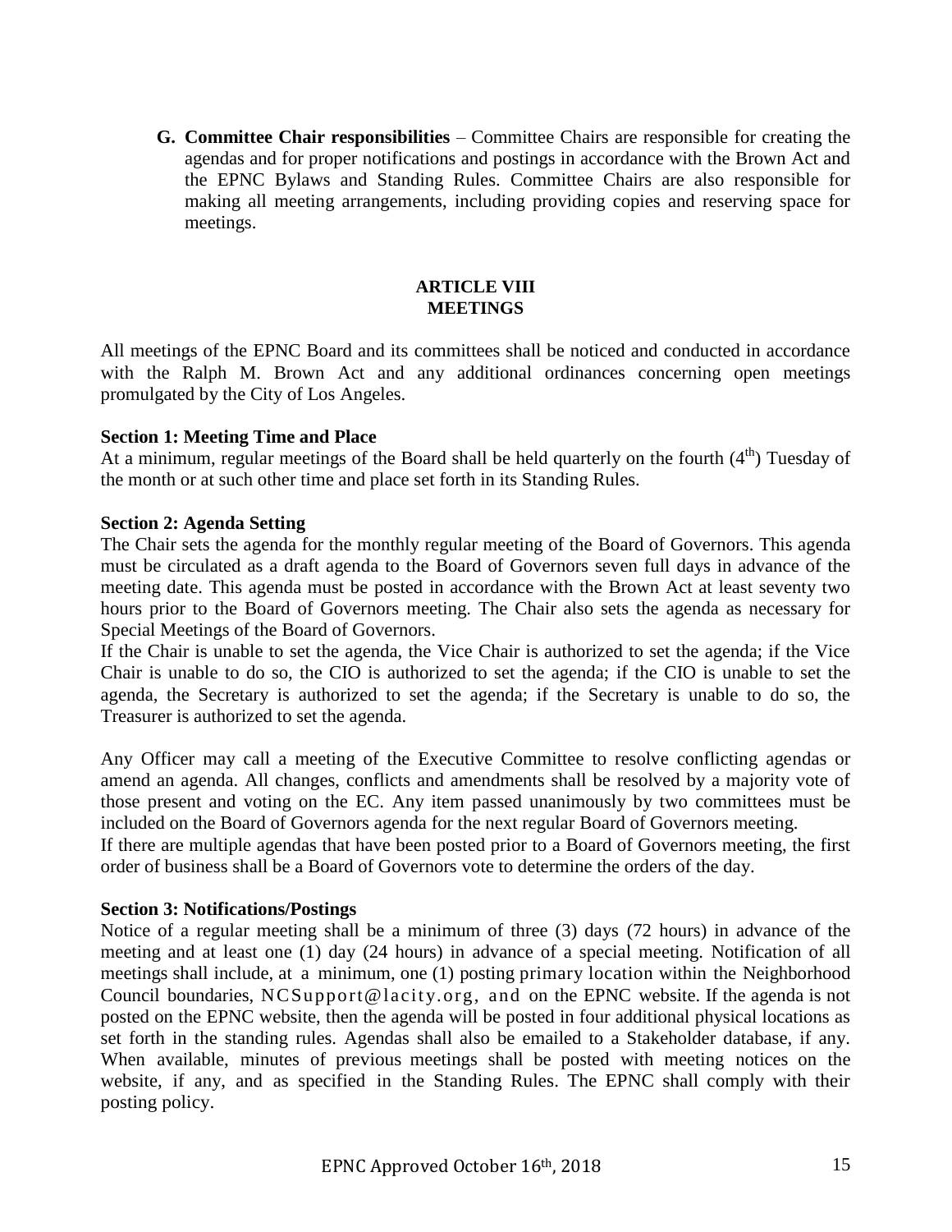**G. Committee Chair responsibilities** – Committee Chairs are responsible for creating the agendas and for proper notifications and postings in accordance with the Brown Act and the EPNC Bylaws and Standing Rules. Committee Chairs are also responsible for making all meeting arrangements, including providing copies and reserving space for meetings.

## ARTICLE VIII
## MEETINGS

All meetings of the EPNC Board and its committees shall be noticed and conducted in accordance with the Ralph M. Brown Act and any additional ordinances concerning open meetings promulgated by the City of Los Angeles.

### Section 1: Meeting Time and Place

At a minimum, regular meetings of the Board shall be held quarterly on the fourth (4th) Tuesday of the month or at such other time and place set forth in its Standing Rules.

### Section 2: Agenda Setting

The Chair sets the agenda for the monthly regular meeting of the Board of Governors. This agenda must be circulated as a draft agenda to the Board of Governors seven full days in advance of the meeting date. This agenda must be posted in accordance with the Brown Act at least seventy two hours prior to the Board of Governors meeting. The Chair also sets the agenda as necessary for Special Meetings of the Board of Governors.

If the Chair is unable to set the agenda, the Vice Chair is authorized to set the agenda; if the Vice Chair is unable to do so, the CIO is authorized to set the agenda; if the CIO is unable to set the agenda, the Secretary is authorized to set the agenda; if the Secretary is unable to do so, the Treasurer is authorized to set the agenda.

Any Officer may call a meeting of the Executive Committee to resolve conflicting agendas or amend an agenda. All changes, conflicts and amendments shall be resolved by a majority vote of those present and voting on the EC. Any item passed unanimously by two committees must be included on the Board of Governors agenda for the next regular Board of Governors meeting.

If there are multiple agendas that have been posted prior to a Board of Governors meeting, the first order of business shall be a Board of Governors vote to determine the orders of the day.

### Section 3: Notifications/Postings

Notice of a regular meeting shall be a minimum of three (3) days (72 hours) in advance of the meeting and at least one (1) day (24 hours) in advance of a special meeting. Notification of all meetings shall include, at a minimum, one (1) posting primary location within the Neighborhood Council boundaries, NCSupport@lacity.org, and on the EPNC website. If the agenda is not posted on the EPNC website, then the agenda will be posted in four additional physical locations as set forth in the standing rules. Agendas shall also be emailed to a Stakeholder database, if any. When available, minutes of previous meetings shall be posted with meeting notices on the website, if any, and as specified in the Standing Rules. The EPNC shall comply with their posting policy.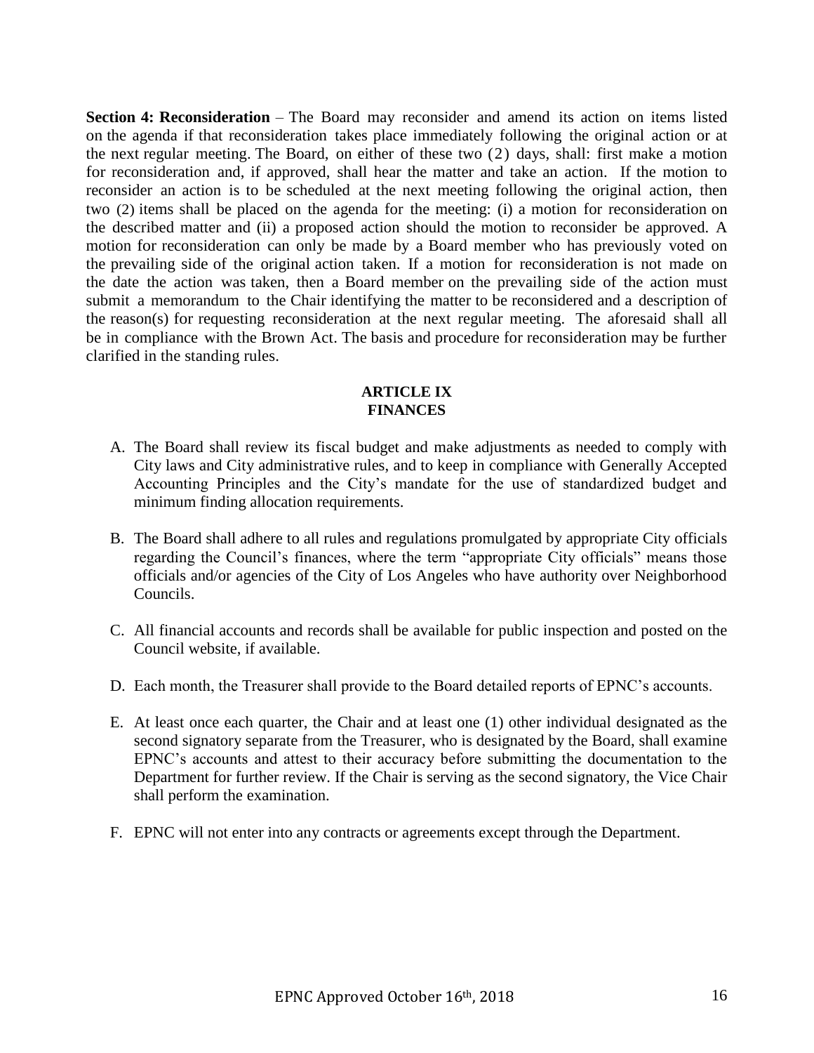**Section 4: Reconsideration** – The Board may reconsider and amend its action on items listed on the agenda if that reconsideration takes place immediately following the original action or at the next regular meeting. The Board, on either of these two (2) days, shall: first make a motion for reconsideration and, if approved, shall hear the matter and take an action. If the motion to reconsider an action is to be scheduled at the next meeting following the original action, then two (2) items shall be placed on the agenda for the meeting: (i) a motion for reconsideration on the described matter and (ii) a proposed action should the motion to reconsider be approved. A motion for reconsideration can only be made by a Board member who has previously voted on the prevailing side of the original action taken. If a motion for reconsideration is not made on the date the action was taken, then a Board member on the prevailing side of the action must submit a memorandum to the Chair identifying the matter to be reconsidered and a description of the reason(s) for requesting reconsideration at the next regular meeting. The aforesaid shall all be in compliance with the Brown Act. The basis and procedure for reconsideration may be further clarified in the standing rules.

## ARTICLE IX
## FINANCES

A. The Board shall review its fiscal budget and make adjustments as needed to comply with City laws and City administrative rules, and to keep in compliance with Generally Accepted Accounting Principles and the City's mandate for the use of standardized budget and minimum finding allocation requirements.

B. The Board shall adhere to all rules and regulations promulgated by appropriate City officials regarding the Council's finances, where the term "appropriate City officials" means those officials and/or agencies of the City of Los Angeles who have authority over Neighborhood Councils.

C. All financial accounts and records shall be available for public inspection and posted on the Council website, if available.

D. Each month, the Treasurer shall provide to the Board detailed reports of EPNC's accounts.

E. At least once each quarter, the Chair and at least one (1) other individual designated as the second signatory separate from the Treasurer, who is designated by the Board, shall examine EPNC's accounts and attest to their accuracy before submitting the documentation to the Department for further review. If the Chair is serving as the second signatory, the Vice Chair shall perform the examination.

F. EPNC will not enter into any contracts or agreements except through the Department.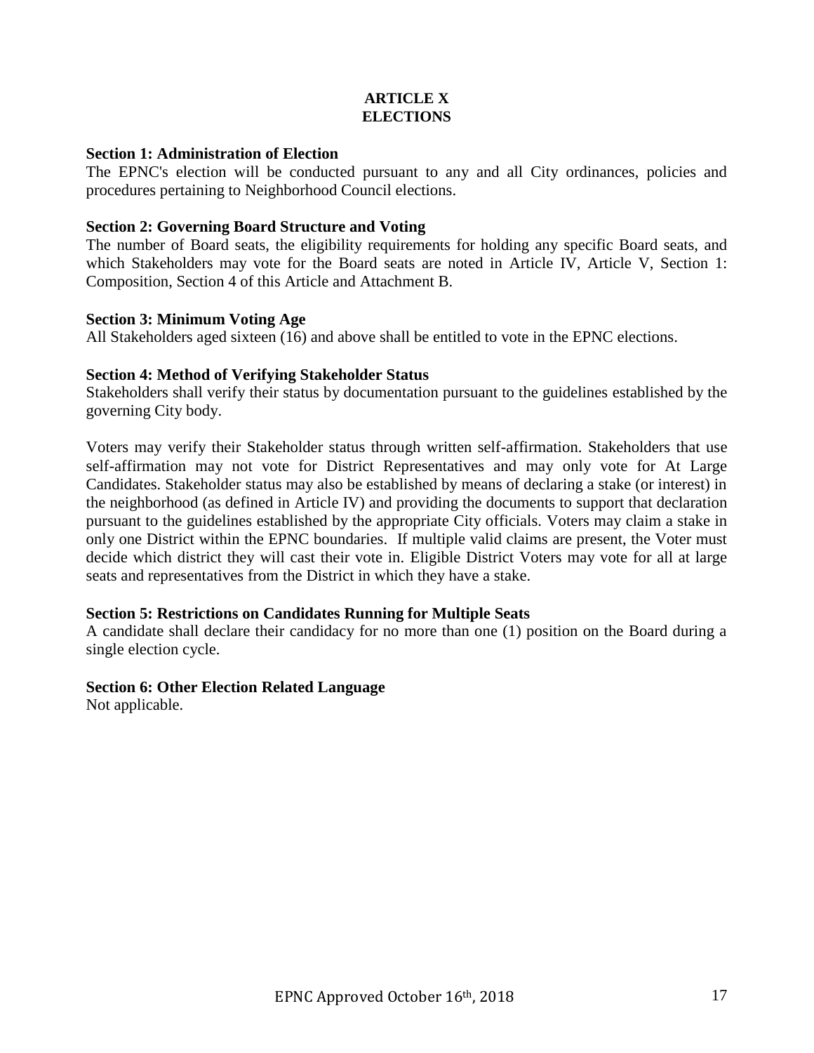# ARTICLE X
# ELECTIONS

**Section 1: Administration of Election**

The EPNC's election will be conducted pursuant to any and all City ordinances, policies and procedures pertaining to Neighborhood Council elections.

**Section 2: Governing Board Structure and Voting**

The number of Board seats, the eligibility requirements for holding any specific Board seats, and which Stakeholders may vote for the Board seats are noted in Article IV, Article V, Section 1: Composition, Section 4 of this Article and Attachment B.

**Section 3: Minimum Voting Age**

All Stakeholders aged sixteen (16) and above shall be entitled to vote in the EPNC elections.

**Section 4: Method of Verifying Stakeholder Status**

Stakeholders shall verify their status by documentation pursuant to the guidelines established by the governing City body.

Voters may verify their Stakeholder status through written self-affirmation. Stakeholders that use self-affirmation may not vote for District Representatives and may only vote for At Large Candidates. Stakeholder status may also be established by means of declaring a stake (or interest) in the neighborhood (as defined in Article IV) and providing the documents to support that declaration pursuant to the guidelines established by the appropriate City officials. Voters may claim a stake in only one District within the EPNC boundaries. If multiple valid claims are present, the Voter must decide which district they will cast their vote in. Eligible District Voters may vote for all at large seats and representatives from the District in which they have a stake.

**Section 5: Restrictions on Candidates Running for Multiple Seats**

A candidate shall declare their candidacy for no more than one (1) position on the Board during a single election cycle.

**Section 6: Other Election Related Language**

Not applicable.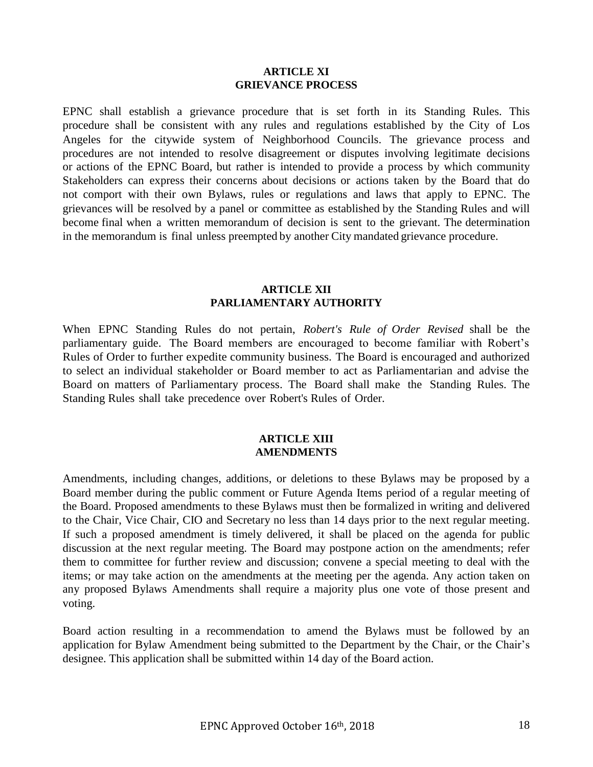## ARTICLE XI
## GRIEVANCE PROCESS

EPNC shall establish a grievance procedure that is set forth in its Standing Rules. This procedure shall be consistent with any rules and regulations established by the City of Los Angeles for the citywide system of Neighborhood Councils. The grievance process and procedures are not intended to resolve disagreement or disputes involving legitimate decisions or actions of the EPNC Board, but rather is intended to provide a process by which community Stakeholders can express their concerns about decisions or actions taken by the Board that do not comport with their own Bylaws, rules or regulations and laws that apply to EPNC. The grievances will be resolved by a panel or committee as established by the Standing Rules and will become final when a written memorandum of decision is sent to the grievant. The determination in the memorandum is final unless preempted by another City mandated grievance procedure.

## ARTICLE XII
## PARLIAMENTARY AUTHORITY

When EPNC Standing Rules do not pertain, *Robert's Rule of Order Revised* shall be the parliamentary guide. The Board members are encouraged to become familiar with Robert's Rules of Order to further expedite community business. The Board is encouraged and authorized to select an individual stakeholder or Board member to act as Parliamentarian and advise the Board on matters of Parliamentary process. The Board shall make the Standing Rules. The Standing Rules shall take precedence over Robert's Rules of Order.

## ARTICLE XIII
## AMENDMENTS

Amendments, including changes, additions, or deletions to these Bylaws may be proposed by a Board member during the public comment or Future Agenda Items period of a regular meeting of the Board. Proposed amendments to these Bylaws must then be formalized in writing and delivered to the Chair, Vice Chair, CIO and Secretary no less than 14 days prior to the next regular meeting. If such a proposed amendment is timely delivered, it shall be placed on the agenda for public discussion at the next regular meeting. The Board may postpone action on the amendments; refer them to committee for further review and discussion; convene a special meeting to deal with the items; or may take action on the amendments at the meeting per the agenda. Any action taken on any proposed Bylaws Amendments shall require a majority plus one vote of those present and voting.

Board action resulting in a recommendation to amend the Bylaws must be followed by an application for Bylaw Amendment being submitted to the Department by the Chair, or the Chair's designee. This application shall be submitted within 14 day of the Board action.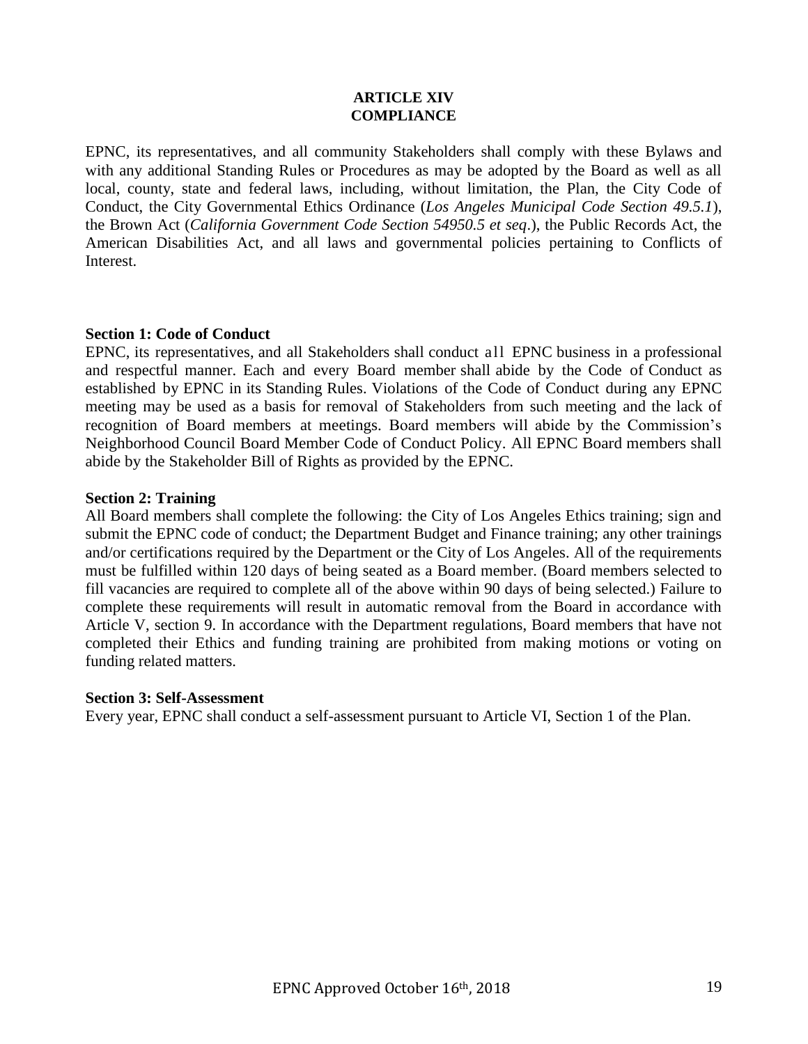# ARTICLE XIV
# COMPLIANCE

EPNC, its representatives, and all community Stakeholders shall comply with these Bylaws and with any additional Standing Rules or Procedures as may be adopted by the Board as well as all local, county, state and federal laws, including, without limitation, the Plan, the City Code of Conduct, the City Governmental Ethics Ordinance (*Los Angeles Municipal Code Section 49.5.1*), the Brown Act (*California Government Code Section 54950.5 et seq*.), the Public Records Act, the American Disabilities Act, and all laws and governmental policies pertaining to Conflicts of Interest.

**Section 1: Code of Conduct**

EPNC, its representatives, and all Stakeholders shall conduct all EPNC business in a professional and respectful manner. Each and every Board member shall abide by the Code of Conduct as established by EPNC in its Standing Rules. Violations of the Code of Conduct during any EPNC meeting may be used as a basis for removal of Stakeholders from such meeting and the lack of recognition of Board members at meetings. Board members will abide by the Commission's Neighborhood Council Board Member Code of Conduct Policy. All EPNC Board members shall abide by the Stakeholder Bill of Rights as provided by the EPNC.

**Section 2: Training**

All Board members shall complete the following: the City of Los Angeles Ethics training; sign and submit the EPNC code of conduct; the Department Budget and Finance training; any other trainings and/or certifications required by the Department or the City of Los Angeles. All of the requirements must be fulfilled within 120 days of being seated as a Board member. (Board members selected to fill vacancies are required to complete all of the above within 90 days of being selected.) Failure to complete these requirements will result in automatic removal from the Board in accordance with Article V, section 9. In accordance with the Department regulations, Board members that have not completed their Ethics and funding training are prohibited from making motions or voting on funding related matters.

**Section 3: Self-Assessment**

Every year, EPNC shall conduct a self-assessment pursuant to Article VI, Section 1 of the Plan.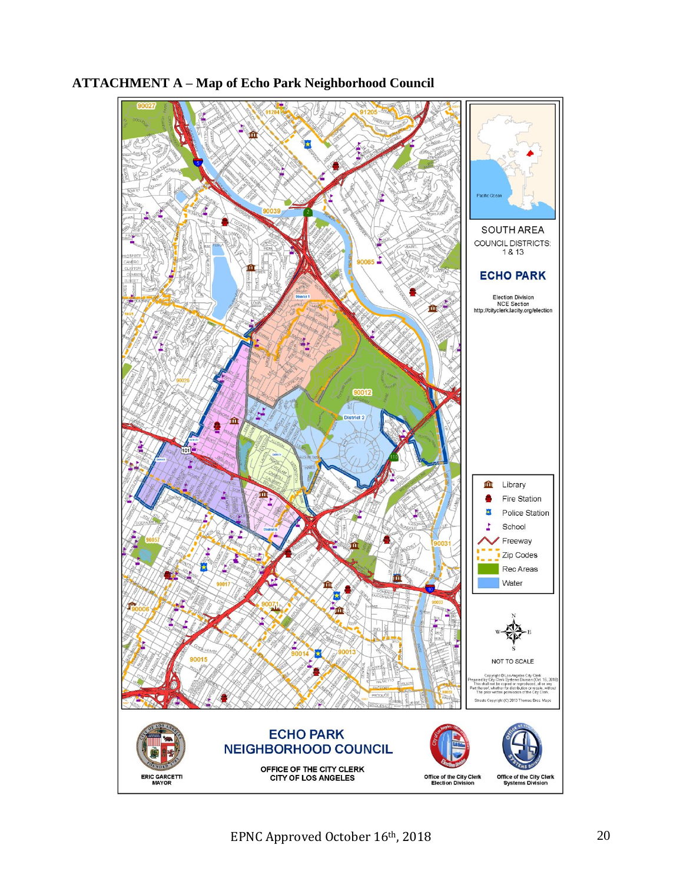**ATTACHMENT A – Map of Echo Park Neighborhood Council**

SOUTH AREA

COUNCIL DISTRICTS: 1 & 13

**ECHO PARK**

Election Division
NCE Section
http://cityclerk.lacity.org/election

- Library
- Fire Station
- Police Station
- School
- Freeway
- Zip Codes
- Rec Areas
- Water

NOT TO SCALE

Copyright © Los Angeles City Clerk
Prepared by City Clerk Systems Division (Oct. 16, 2018)
This shall not be copied or reproduced, all or any Part thereof, whether for distribution or resale, without The prior written permission of the City Clerk.

Streets Copyright (C) 2013 Thomas Bros. Maps

**ECHO PARK NEIGHBORHOOD COUNCIL**

OFFICE OF THE CITY CLERK
CITY OF LOS ANGELES

ERIC GARCETTI
MAYOR

Office of the City Clerk
Election Division

Office of the City Clerk
Systems Division

EPNC Approved October 16th, 2018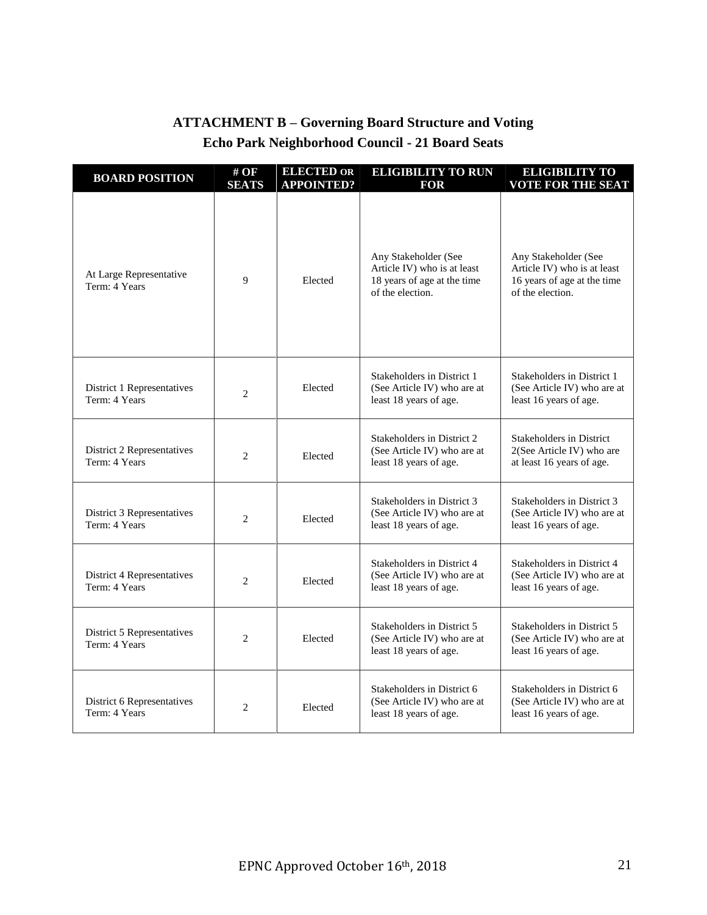## ATTACHMENT B – Governing Board Structure and Voting

## Echo Park Neighborhood Council - 21 Board Seats

| BOARD POSITION | # OF SEATS | ELECTED OR APPOINTED? | ELIGIBILITY TO RUN FOR | ELIGIBILITY TO VOTE FOR THE SEAT |
|---|---|---|---|---|
| At Large Representative Term: 4 Years | 9 | Elected | Any Stakeholder (See Article IV) who is at least 18 years of age at the time of the election. | Any Stakeholder (See Article IV) who is at least 16 years of age at the time of the election. |
| District 1 Representatives Term: 4 Years | 2 | Elected | Stakeholders in District 1 (See Article IV) who are at least 18 years of age. | Stakeholders in District 1 (See Article IV) who are at least 16 years of age. |
| District 2 Representatives Term: 4 Years | 2 | Elected | Stakeholders in District 2 (See Article IV) who are at least 18 years of age. | Stakeholders in District 2(See Article IV) who are at least 16 years of age. |
| District 3 Representatives Term: 4 Years | 2 | Elected | Stakeholders in District 3 (See Article IV) who are at least 18 years of age. | Stakeholders in District 3 (See Article IV) who are at least 16 years of age. |
| District 4 Representatives Term: 4 Years | 2 | Elected | Stakeholders in District 4 (See Article IV) who are at least 18 years of age. | Stakeholders in District 4 (See Article IV) who are at least 16 years of age. |
| District 5 Representatives Term: 4 Years | 2 | Elected | Stakeholders in District 5 (See Article IV) who are at least 18 years of age. | Stakeholders in District 5 (See Article IV) who are at least 16 years of age. |
| District 6 Representatives Term: 4 Years | 2 | Elected | Stakeholders in District 6 (See Article IV) who are at least 18 years of age. | Stakeholders in District 6 (See Article IV) who are at least 16 years of age. |

EPNC Approved October 16th, 2018